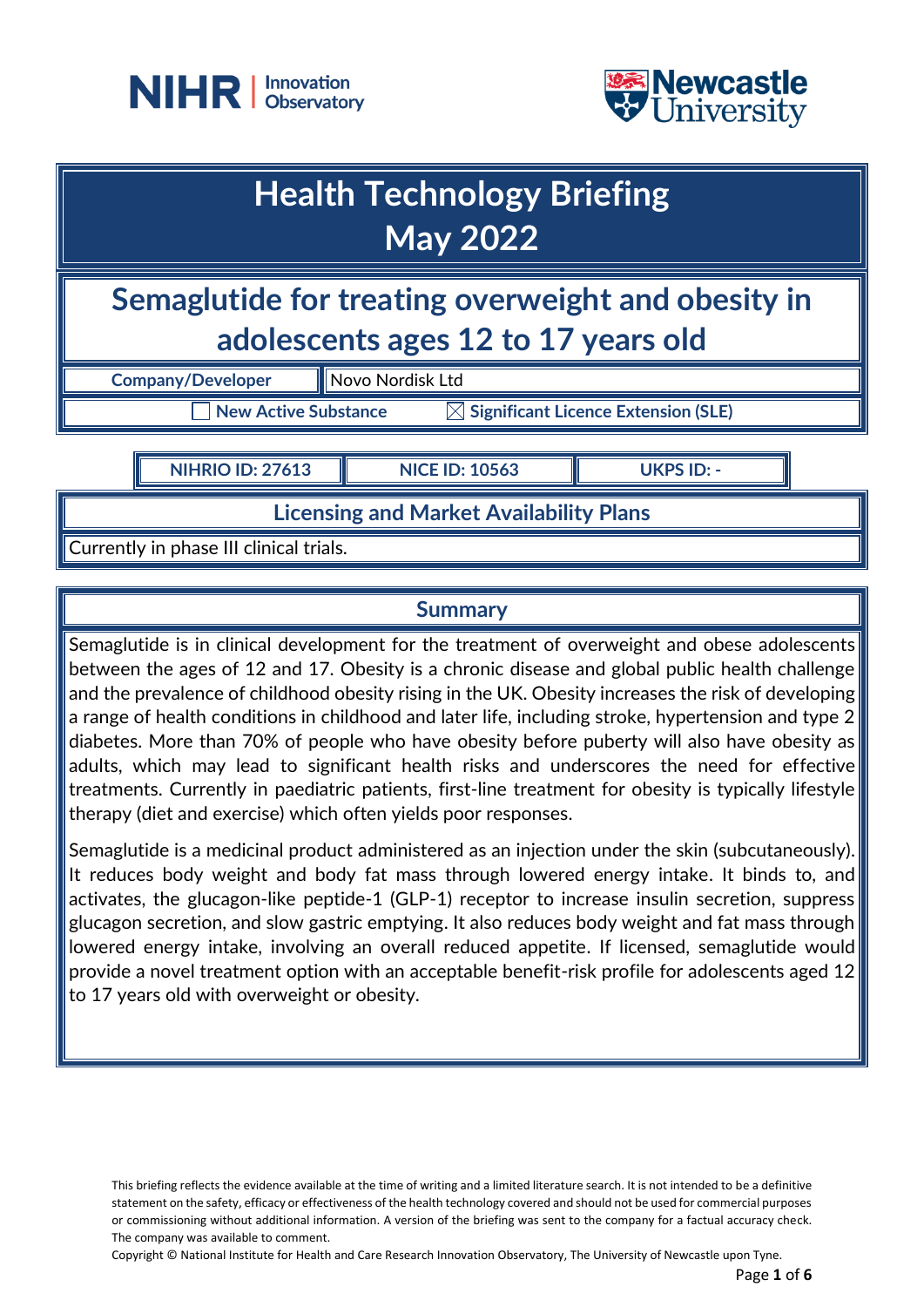# Health Technology Briefing
# May 2022

## Semaglutide for treating overweight and obesity in adolescents ages 12 to 17 years old

| Company/Developer | Novo Nordisk Ltd |
|---|---|

☐ New Active Substance ☒ Significant Licence Extension (SLE)

| NIHRIO ID: 27613 | NICE ID: 10563 | UKPS ID: - |
|---|---|---|

### Licensing and Market Availability Plans

Currently in phase III clinical trials.

### Summary

Semaglutide is in clinical development for the treatment of overweight and obese adolescents between the ages of 12 and 17. Obesity is a chronic disease and global public health challenge and the prevalence of childhood obesity rising in the UK. Obesity increases the risk of developing a range of health conditions in childhood and later life, including stroke, hypertension and type 2 diabetes. More than 70% of people who have obesity before puberty will also have obesity as adults, which may lead to significant health risks and underscores the need for effective treatments. Currently in paediatric patients, first-line treatment for obesity is typically lifestyle therapy (diet and exercise) which often yields poor responses.

Semaglutide is a medicinal product administered as an injection under the skin (subcutaneously). It reduces body weight and body fat mass through lowered energy intake. It binds to, and activates, the glucagon-like peptide-1 (GLP-1) receptor to increase insulin secretion, suppress glucagon secretion, and slow gastric emptying. It also reduces body weight and fat mass through lowered energy intake, involving an overall reduced appetite. If licensed, semaglutide would provide a novel treatment option with an acceptable benefit-risk profile for adolescents aged 12 to 17 years old with overweight or obesity.

This briefing reflects the evidence available at the time of writing and a limited literature search. It is not intended to be a definitive statement on the safety, efficacy or effectiveness of the health technology covered and should not be used for commercial purposes or commissioning without additional information. A version of the briefing was sent to the company for a factual accuracy check. The company was available to comment.

Copyright © National Institute for Health and Care Research Innovation Observatory, The University of Newcastle upon Tyne.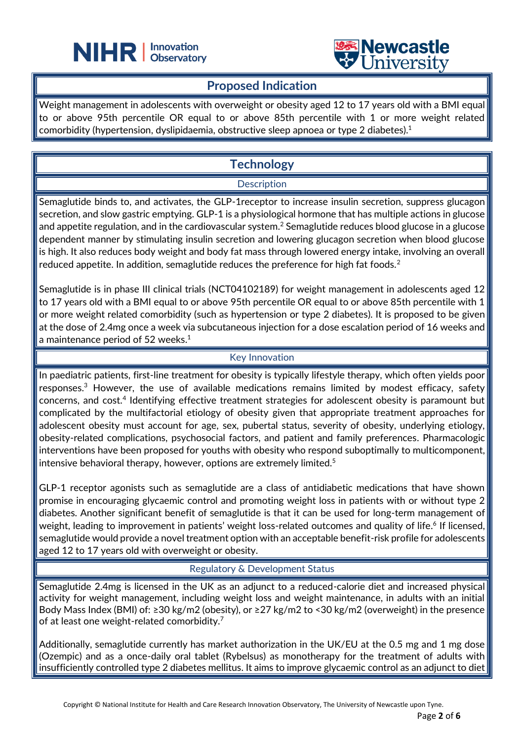## Proposed Indication

Weight management in adolescents with overweight or obesity aged 12 to 17 years old with a BMI equal to or above 95th percentile OR equal to or above 85th percentile with 1 or more weight related comorbidity (hypertension, dyslipidaemia, obstructive sleep apnoea or type 2 diabetes).[1]

## Technology

### Description

Semaglutide binds to, and activates, the GLP-1receptor to increase insulin secretion, suppress glucagon secretion, and slow gastric emptying. GLP-1 is a physiological hormone that has multiple actions in glucose and appetite regulation, and in the cardiovascular system.[2] Semaglutide reduces blood glucose in a glucose dependent manner by stimulating insulin secretion and lowering glucagon secretion when blood glucose is high. It also reduces body weight and body fat mass through lowered energy intake, involving an overall reduced appetite. In addition, semaglutide reduces the preference for high fat foods.[2]

Semaglutide is in phase III clinical trials (NCT04102189) for weight management in adolescents aged 12 to 17 years old with a BMI equal to or above 95th percentile OR equal to or above 85th percentile with 1 or more weight related comorbidity (such as hypertension or type 2 diabetes). It is proposed to be given at the dose of 2.4mg once a week via subcutaneous injection for a dose escalation period of 16 weeks and a maintenance period of 52 weeks.[1]

### Key Innovation

In paediatric patients, first-line treatment for obesity is typically lifestyle therapy, which often yields poor responses.[3] However, the use of available medications remains limited by modest efficacy, safety concerns, and cost.[4] Identifying effective treatment strategies for adolescent obesity is paramount but complicated by the multifactorial etiology of obesity given that appropriate treatment approaches for adolescent obesity must account for age, sex, pubertal status, severity of obesity, underlying etiology, obesity-related complications, psychosocial factors, and patient and family preferences. Pharmacologic interventions have been proposed for youths with obesity who respond suboptimally to multicomponent, intensive behavioral therapy, however, options are extremely limited.[5]

GLP-1 receptor agonists such as semaglutide are a class of antidiabetic medications that have shown promise in encouraging glycaemic control and promoting weight loss in patients with or without type 2 diabetes. Another significant benefit of semaglutide is that it can be used for long-term management of weight, leading to improvement in patients' weight loss-related outcomes and quality of life.[6] If licensed, semaglutide would provide a novel treatment option with an acceptable benefit-risk profile for adolescents aged 12 to 17 years old with overweight or obesity.

### Regulatory & Development Status

Semaglutide 2.4mg is licensed in the UK as an adjunct to a reduced-calorie diet and increased physical activity for weight management, including weight loss and weight maintenance, in adults with an initial Body Mass Index (BMI) of: ≥30 kg/m2 (obesity), or ≥27 kg/m2 to <30 kg/m2 (overweight) in the presence of at least one weight-related comorbidity.[7]

Additionally, semaglutide currently has market authorization in the UK/EU at the 0.5 mg and 1 mg dose (Ozempic) and as a once-daily oral tablet (Rybelsus) as monotherapy for the treatment of adults with insufficiently controlled type 2 diabetes mellitus. It aims to improve glycaemic control as an adjunct to diet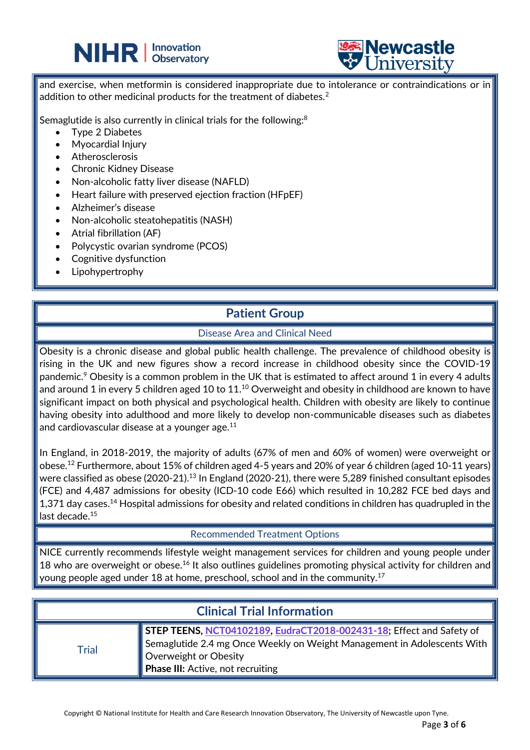and exercise, when metformin is considered inappropriate due to intolerance or contraindications or in addition to other medicinal products for the treatment of diabetes.[2]

Semaglutide is also currently in clinical trials for the following:[8]

- Type 2 Diabetes
- Myocardial Injury
- Atherosclerosis
- Chronic Kidney Disease
- Non-alcoholic fatty liver disease (NAFLD)
- Heart failure with preserved ejection fraction (HFpEF)
- Alzheimer's disease
- Non-alcoholic steatohepatitis (NASH)
- Atrial fibrillation (AF)
- Polycystic ovarian syndrome (PCOS)
- Cognitive dysfunction
- Lipohypertrophy

## Patient Group

### Disease Area and Clinical Need

Obesity is a chronic disease and global public health challenge. The prevalence of childhood obesity is rising in the UK and new figures show a record increase in childhood obesity since the COVID-19 pandemic.[9] Obesity is a common problem in the UK that is estimated to affect around 1 in every 4 adults and around 1 in every 5 children aged 10 to 11.[10] Overweight and obesity in childhood are known to have significant impact on both physical and psychological health. Children with obesity are likely to continue having obesity into adulthood and more likely to develop non-communicable diseases such as diabetes and cardiovascular disease at a younger age.[11]

In England, in 2018-2019, the majority of adults (67% of men and 60% of women) were overweight or obese.[12] Furthermore, about 15% of children aged 4-5 years and 20% of year 6 children (aged 10-11 years) were classified as obese (2020-21).[13] In England (2020-21), there were 5,289 finished consultant episodes (FCE) and 4,487 admissions for obesity (ICD-10 code E66) which resulted in 10,282 FCE bed days and 1,371 day cases.[14] Hospital admissions for obesity and related conditions in children has quadrupled in the last decade.[15]

### Recommended Treatment Options

NICE currently recommends lifestyle weight management services for children and young people under 18 who are overweight or obese.[16] It also outlines guidelines promoting physical activity for children and young people aged under 18 at home, preschool, school and in the community.[17]

## Clinical Trial Information

| | |
|---|---|
| Trial | **STEP TEENS**, NCT04102189, EudraCT2018-002431-18; Effect and Safety of Semaglutide 2.4 mg Once Weekly on Weight Management in Adolescents With Overweight or Obesity<br>**Phase III:** Active, not recruiting |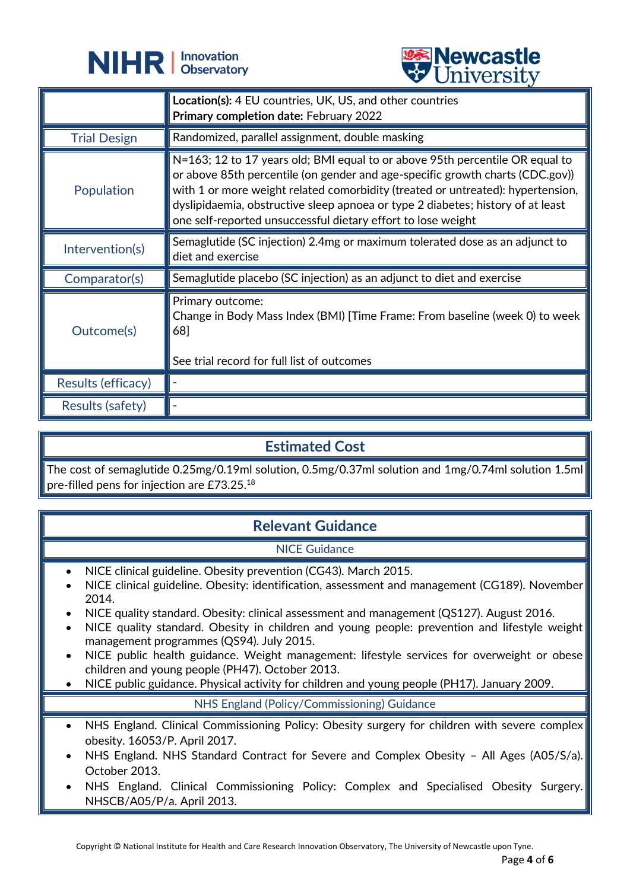| | |
|---|---|
| | **Location(s):** 4 EU countries, UK, US, and other countries<br>**Primary completion date:** February 2022 |
| Trial Design | Randomized, parallel assignment, double masking |
| Population | N=163; 12 to 17 years old; BMI equal to or above 95th percentile OR equal to or above 85th percentile (on gender and age-specific growth charts (CDC.gov)) with 1 or more weight related comorbidity (treated or untreated): hypertension, dyslipidaemia, obstructive sleep apnoea or type 2 diabetes; history of at least one self-reported unsuccessful dietary effort to lose weight |
| Intervention(s) | Semaglutide (SC injection) 2.4mg or maximum tolerated dose as an adjunct to diet and exercise |
| Comparator(s) | Semaglutide placebo (SC injection) as an adjunct to diet and exercise |
| Outcome(s) | Primary outcome:<br>Change in Body Mass Index (BMI) [Time Frame: From baseline (week 0) to week 68]<br><br>See trial record for full list of outcomes |
| Results (efficacy) | - |
| Results (safety) | - |

## Estimated Cost

The cost of semaglutide 0.25mg/0.19ml solution, 0.5mg/0.37ml solution and 1mg/0.74ml solution 1.5ml pre-filled pens for injection are £73.25.[18]

## Relevant Guidance

### NICE Guidance

- NICE clinical guideline. Obesity prevention (CG43). March 2015.
- NICE clinical guideline. Obesity: identification, assessment and management (CG189). November 2014.
- NICE quality standard. Obesity: clinical assessment and management (QS127). August 2016.
- NICE quality standard. Obesity in children and young people: prevention and lifestyle weight management programmes (QS94). July 2015.
- NICE public health guidance. Weight management: lifestyle services for overweight or obese children and young people (PH47). October 2013.
- NICE public guidance. Physical activity for children and young people (PH17). January 2009.

### NHS England (Policy/Commissioning) Guidance

- NHS England. Clinical Commissioning Policy: Obesity surgery for children with severe complex obesity. 16053/P. April 2017.
- NHS England. NHS Standard Contract for Severe and Complex Obesity – All Ages (A05/S/a). October 2013.
- NHS England. Clinical Commissioning Policy: Complex and Specialised Obesity Surgery. NHSCB/A05/P/a. April 2013.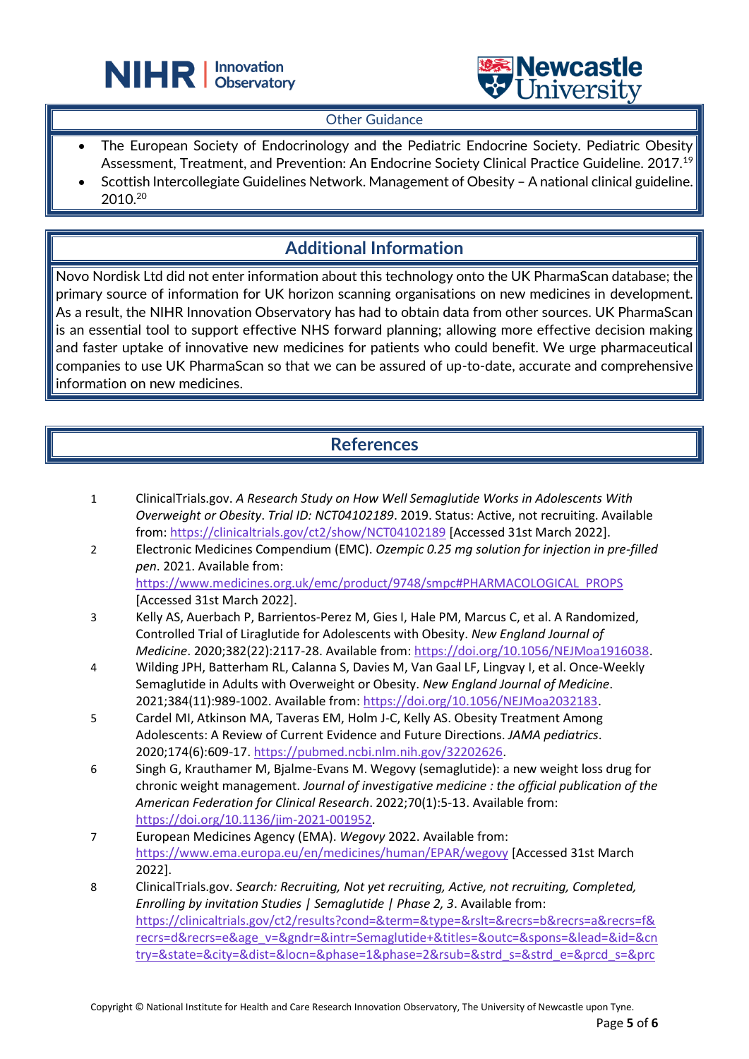## Other Guidance

- The European Society of Endocrinology and the Pediatric Endocrine Society. Pediatric Obesity Assessment, Treatment, and Prevention: An Endocrine Society Clinical Practice Guideline. 2017.[19]
- Scottish Intercollegiate Guidelines Network. Management of Obesity – A national clinical guideline. 2010.[20]

## Additional Information

Novo Nordisk Ltd did not enter information about this technology onto the UK PharmaScan database; the primary source of information for UK horizon scanning organisations on new medicines in development. As a result, the NIHR Innovation Observatory has had to obtain data from other sources. UK PharmaScan is an essential tool to support effective NHS forward planning; allowing more effective decision making and faster uptake of innovative new medicines for patients who could benefit. We urge pharmaceutical companies to use UK PharmaScan so that we can be assured of up-to-date, accurate and comprehensive information on new medicines.

## References

1. ClinicalTrials.gov. *A Research Study on How Well Semaglutide Works in Adolescents With Overweight or Obesity*. *Trial ID: NCT04102189*. 2019. Status: Active, not recruiting. Available from: https://clinicaltrials.gov/ct2/show/NCT04102189 [Accessed 31st March 2022].
2. Electronic Medicines Compendium (EMC). *Ozempic 0.25 mg solution for injection in pre-filled pen*. 2021. Available from: https://www.medicines.org.uk/emc/product/9748/smpc#PHARMACOLOGICAL_PROPS [Accessed 31st March 2022].
3. Kelly AS, Auerbach P, Barrientos-Perez M, Gies I, Hale PM, Marcus C, et al. A Randomized, Controlled Trial of Liraglutide for Adolescents with Obesity. *New England Journal of Medicine*. 2020;382(22):2117-28. Available from: https://doi.org/10.1056/NEJMoa1916038.
4. Wilding JPH, Batterham RL, Calanna S, Davies M, Van Gaal LF, Lingvay I, et al. Once-Weekly Semaglutide in Adults with Overweight or Obesity. *New England Journal of Medicine*. 2021;384(11):989-1002. Available from: https://doi.org/10.1056/NEJMoa2032183.
5. Cardel MI, Atkinson MA, Taveras EM, Holm J-C, Kelly AS. Obesity Treatment Among Adolescents: A Review of Current Evidence and Future Directions. *JAMA pediatrics*. 2020;174(6):609-17. https://pubmed.ncbi.nlm.nih.gov/32202626.
6. Singh G, Krauthamer M, Bjalme-Evans M. Wegovy (semaglutide): a new weight loss drug for chronic weight management. *Journal of investigative medicine : the official publication of the American Federation for Clinical Research*. 2022;70(1):5-13. Available from: https://doi.org/10.1136/jim-2021-001952.
7. European Medicines Agency (EMA). *Wegovy* 2022. Available from: https://www.ema.europa.eu/en/medicines/human/EPAR/wegovy [Accessed 31st March 2022].
8. ClinicalTrials.gov. *Search: Recruiting, Not yet recruiting, Active, not recruiting, Completed, Enrolling by invitation Studies | Semaglutide | Phase 2, 3*. Available from: https://clinicaltrials.gov/ct2/results?cond=&term=&type=&rslt=&recrs=b&recrs=a&recrs=f&recrs=d&recrs=e&age_v=&gndr=&intr=Semaglutide+&titles=&outc=&spons=&lead=&id=&cntry=&state=&city=&dist=&locn=&phase=1&phase=2&rsub=&strd_s=&strd_e=&prcd_s=&prc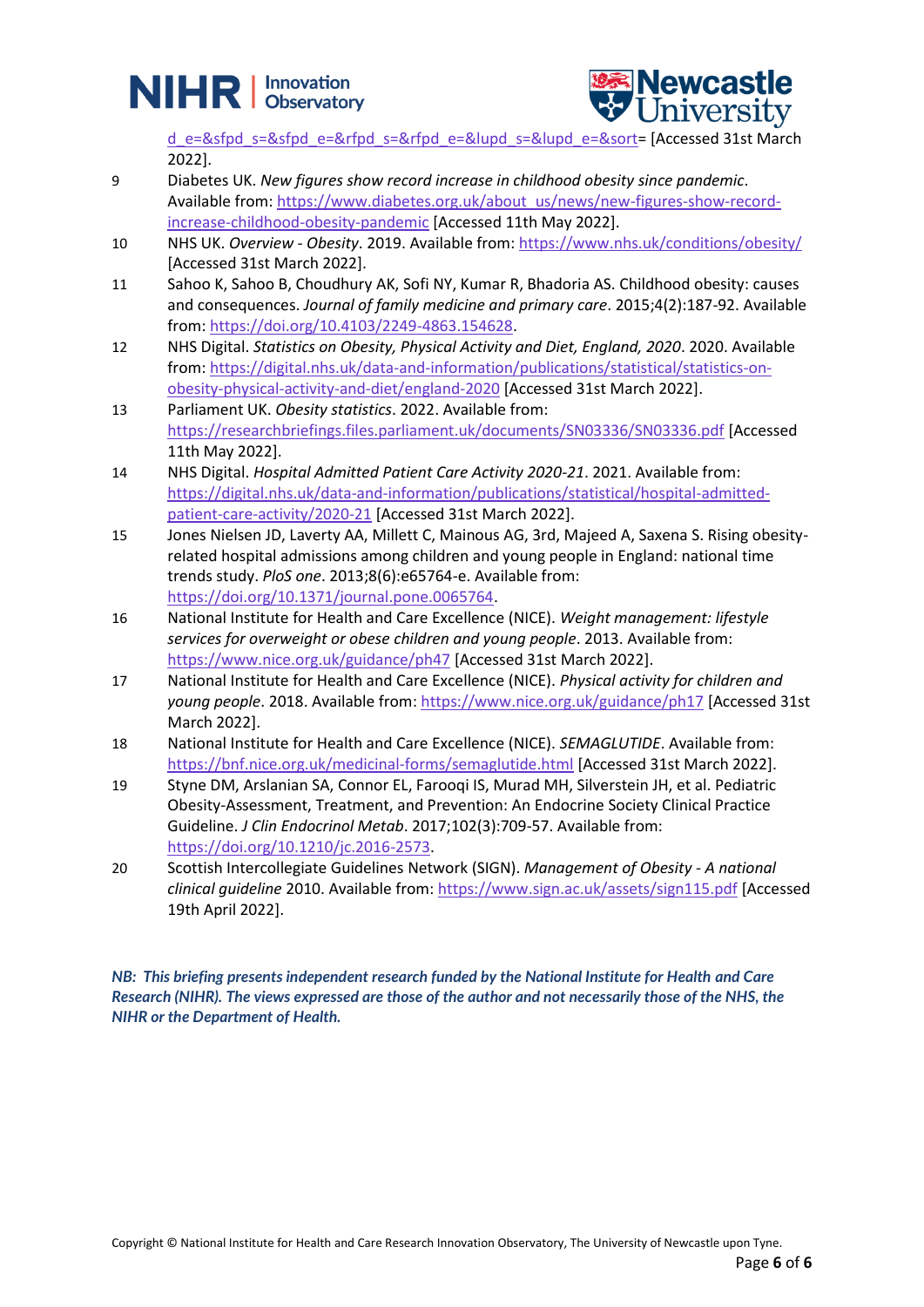d_e=&sfpd_s=&sfpd_e=&rfpd_s=&rfpd_e=&lupd_s=&lupd_e=&sort= [Accessed 31st March 2022].

9. Diabetes UK. *New figures show record increase in childhood obesity since pandemic*. Available from: https://www.diabetes.org.uk/about_us/news/new-figures-show-record-increase-childhood-obesity-pandemic [Accessed 11th May 2022].
10. NHS UK. *Overview - Obesity*. 2019. Available from: https://www.nhs.uk/conditions/obesity/ [Accessed 31st March 2022].
11. Sahoo K, Sahoo B, Choudhury AK, Sofi NY, Kumar R, Bhadoria AS. Childhood obesity: causes and consequences. *Journal of family medicine and primary care*. 2015;4(2):187-92. Available from: https://doi.org/10.4103/2249-4863.154628.
12. NHS Digital. *Statistics on Obesity, Physical Activity and Diet, England, 2020*. 2020. Available from: https://digital.nhs.uk/data-and-information/publications/statistical/statistics-on-obesity-physical-activity-and-diet/england-2020 [Accessed 31st March 2022].
13. Parliament UK. *Obesity statistics*. 2022. Available from: https://researchbriefings.files.parliament.uk/documents/SN03336/SN03336.pdf [Accessed 11th May 2022].
14. NHS Digital. *Hospital Admitted Patient Care Activity 2020-21*. 2021. Available from: https://digital.nhs.uk/data-and-information/publications/statistical/hospital-admitted-patient-care-activity/2020-21 [Accessed 31st March 2022].
15. Jones Nielsen JD, Laverty AA, Millett C, Mainous AG, 3rd, Majeed A, Saxena S. Rising obesity-related hospital admissions among children and young people in England: national time trends study. *PloS one*. 2013;8(6):e65764-e. Available from: https://doi.org/10.1371/journal.pone.0065764.
16. National Institute for Health and Care Excellence (NICE). *Weight management: lifestyle services for overweight or obese children and young people*. 2013. Available from: https://www.nice.org.uk/guidance/ph47 [Accessed 31st March 2022].
17. National Institute for Health and Care Excellence (NICE). *Physical activity for children and young people*. 2018. Available from: https://www.nice.org.uk/guidance/ph17 [Accessed 31st March 2022].
18. National Institute for Health and Care Excellence (NICE). *SEMAGLUTIDE*. Available from: https://bnf.nice.org.uk/medicinal-forms/semaglutide.html [Accessed 31st March 2022].
19. Styne DM, Arslanian SA, Connor EL, Farooqi IS, Murad MH, Silverstein JH, et al. Pediatric Obesity-Assessment, Treatment, and Prevention: An Endocrine Society Clinical Practice Guideline. *J Clin Endocrinol Metab*. 2017;102(3):709-57. Available from: https://doi.org/10.1210/jc.2016-2573.
20. Scottish Intercollegiate Guidelines Network (SIGN). *Management of Obesity - A national clinical guideline* 2010. Available from: https://www.sign.ac.uk/assets/sign115.pdf [Accessed 19th April 2022].

***NB: This briefing presents independent research funded by the National Institute for Health and Care Research (NIHR). The views expressed are those of the author and not necessarily those of the NHS, the NIHR or the Department of Health.***

Copyright © National Institute for Health and Care Research Innovation Observatory, The University of Newcastle upon Tyne.